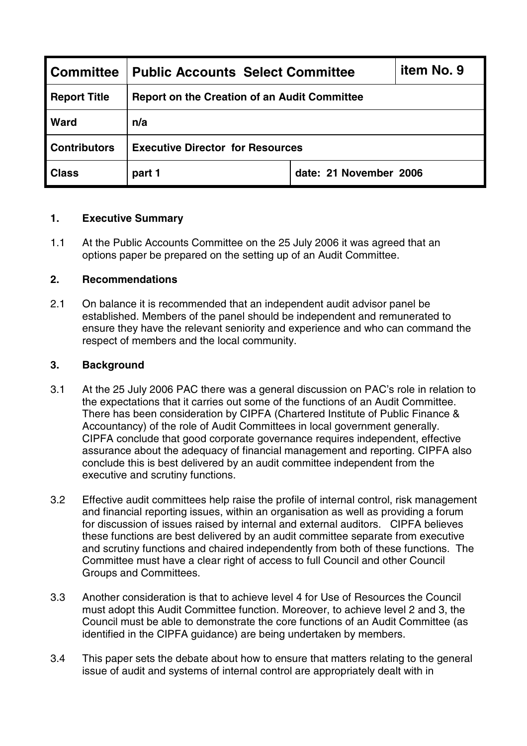| Committee | Public Accounts Select Committee | | item No. 9 |
|---|---|---|---|
| Report Title | Report on the Creation of an Audit Committee | | |
| Ward | n/a | | |
| Contributors | Executive Director for Resources | | |
| Class | part 1 | date: 21 November 2006 | |

## 1. Executive Summary

1.1 At the Public Accounts Committee on the 25 July 2006 it was agreed that an options paper be prepared on the setting up of an Audit Committee.

## 2. Recommendations

2.1 On balance it is recommended that an independent audit advisor panel be established. Members of the panel should be independent and remunerated to ensure they have the relevant seniority and experience and who can command the respect of members and the local community.

## 3. Background

3.1 At the 25 July 2006 PAC there was a general discussion on PAC's role in relation to the expectations that it carries out some of the functions of an Audit Committee. There has been consideration by CIPFA (Chartered Institute of Public Finance & Accountancy) of the role of Audit Committees in local government generally. CIPFA conclude that good corporate governance requires independent, effective assurance about the adequacy of financial management and reporting. CIPFA also conclude this is best delivered by an audit committee independent from the executive and scrutiny functions.

3.2 Effective audit committees help raise the profile of internal control, risk management and financial reporting issues, within an organisation as well as providing a forum for discussion of issues raised by internal and external auditors. CIPFA believes these functions are best delivered by an audit committee separate from executive and scrutiny functions and chaired independently from both of these functions. The Committee must have a clear right of access to full Council and other Council Groups and Committees.

3.3 Another consideration is that to achieve level 4 for Use of Resources the Council must adopt this Audit Committee function. Moreover, to achieve level 2 and 3, the Council must be able to demonstrate the core functions of an Audit Committee (as identified in the CIPFA guidance) are being undertaken by members.

3.4 This paper sets the debate about how to ensure that matters relating to the general issue of audit and systems of internal control are appropriately dealt with in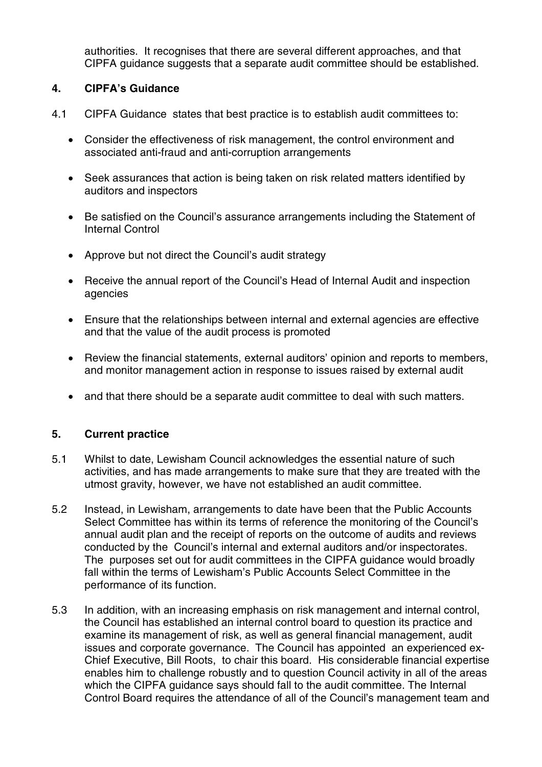authorities. It recognises that there are several different approaches, and that CIPFA guidance suggests that a separate audit committee should be established.

## 4. CIPFA's Guidance

4.1 CIPFA Guidance states that best practice is to establish audit committees to:

- Consider the effectiveness of risk management, the control environment and associated anti-fraud and anti-corruption arrangements
- Seek assurances that action is being taken on risk related matters identified by auditors and inspectors
- Be satisfied on the Council's assurance arrangements including the Statement of Internal Control
- Approve but not direct the Council's audit strategy
- Receive the annual report of the Council's Head of Internal Audit and inspection agencies
- Ensure that the relationships between internal and external agencies are effective and that the value of the audit process is promoted
- Review the financial statements, external auditors' opinion and reports to members, and monitor management action in response to issues raised by external audit
- and that there should be a separate audit committee to deal with such matters.

## 5. Current practice

5.1 Whilst to date, Lewisham Council acknowledges the essential nature of such activities, and has made arrangements to make sure that they are treated with the utmost gravity, however, we have not established an audit committee.

5.2 Instead, in Lewisham, arrangements to date have been that the Public Accounts Select Committee has within its terms of reference the monitoring of the Council's annual audit plan and the receipt of reports on the outcome of audits and reviews conducted by the Council's internal and external auditors and/or inspectorates. The purposes set out for audit committees in the CIPFA guidance would broadly fall within the terms of Lewisham's Public Accounts Select Committee in the performance of its function.

5.3 In addition, with an increasing emphasis on risk management and internal control, the Council has established an internal control board to question its practice and examine its management of risk, as well as general financial management, audit issues and corporate governance. The Council has appointed an experienced ex-Chief Executive, Bill Roots, to chair this board. His considerable financial expertise enables him to challenge robustly and to question Council activity in all of the areas which the CIPFA guidance says should fall to the audit committee. The Internal Control Board requires the attendance of all of the Council's management team and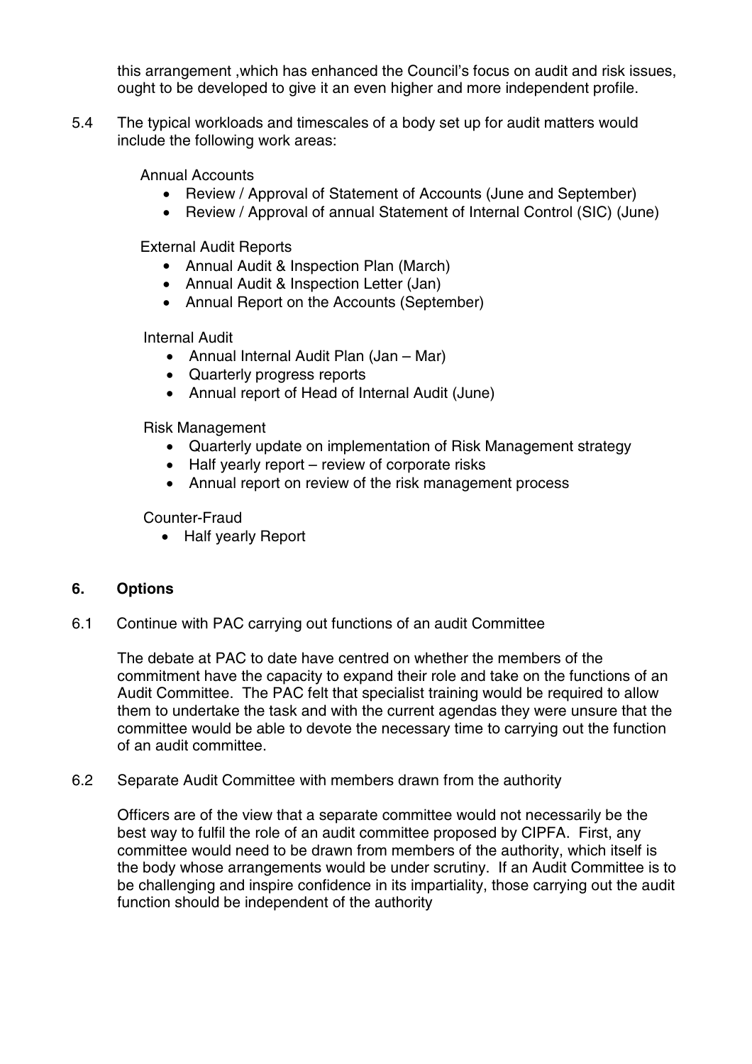this arrangement ,which has enhanced the Council's focus on audit and risk issues, ought to be developed to give it an even higher and more independent profile.

5.4 The typical workloads and timescales of a body set up for audit matters would include the following work areas:

Annual Accounts

- Review / Approval of Statement of Accounts (June and September)
- Review / Approval of annual Statement of Internal Control (SIC) (June)

External Audit Reports

- Annual Audit & Inspection Plan (March)
- Annual Audit & Inspection Letter (Jan)
- Annual Report on the Accounts (September)

Internal Audit

- Annual Internal Audit Plan (Jan – Mar)
- Quarterly progress reports
- Annual report of Head of Internal Audit (June)

Risk Management

- Quarterly update on implementation of Risk Management strategy
- Half yearly report – review of corporate risks
- Annual report on review of the risk management process

Counter-Fraud

- Half yearly Report

## 6. Options

6.1 Continue with PAC carrying out functions of an audit Committee

The debate at PAC to date have centred on whether the members of the commitment have the capacity to expand their role and take on the functions of an Audit Committee. The PAC felt that specialist training would be required to allow them to undertake the task and with the current agendas they were unsure that the committee would be able to devote the necessary time to carrying out the function of an audit committee.

6.2 Separate Audit Committee with members drawn from the authority

Officers are of the view that a separate committee would not necessarily be the best way to fulfil the role of an audit committee proposed by CIPFA. First, any committee would need to be drawn from members of the authority, which itself is the body whose arrangements would be under scrutiny. If an Audit Committee is to be challenging and inspire confidence in its impartiality, those carrying out the audit function should be independent of the authority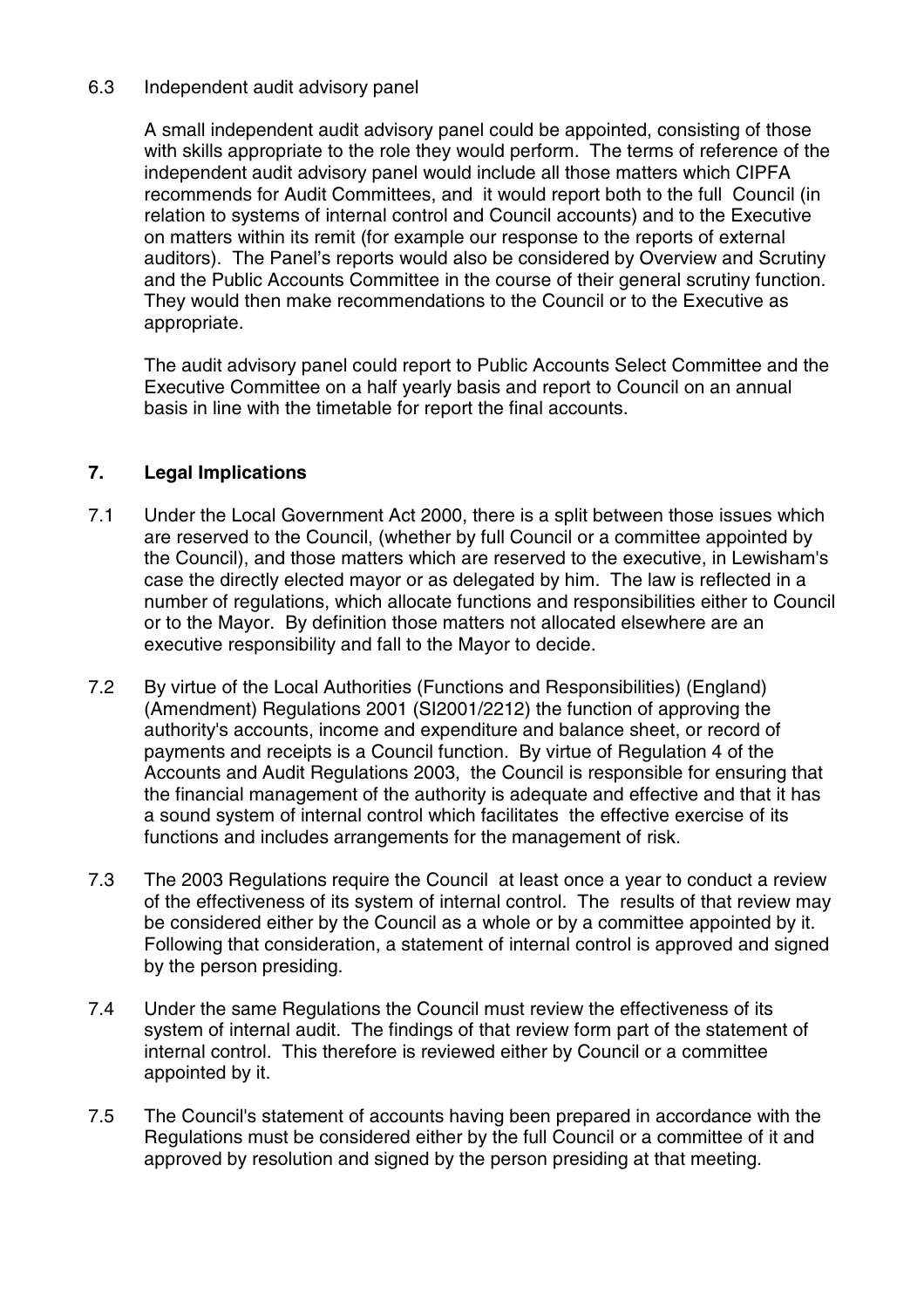### 6.3 Independent audit advisory panel

A small independent audit advisory panel could be appointed, consisting of those with skills appropriate to the role they would perform. The terms of reference of the independent audit advisory panel would include all those matters which CIPFA recommends for Audit Committees, and it would report both to the full Council (in relation to systems of internal control and Council accounts) and to the Executive on matters within its remit (for example our response to the reports of external auditors). The Panel's reports would also be considered by Overview and Scrutiny and the Public Accounts Committee in the course of their general scrutiny function. They would then make recommendations to the Council or to the Executive as appropriate.

The audit advisory panel could report to Public Accounts Select Committee and the Executive Committee on a half yearly basis and report to Council on an annual basis in line with the timetable for report the final accounts.

## 7. Legal Implications

7.1 Under the Local Government Act 2000, there is a split between those issues which are reserved to the Council, (whether by full Council or a committee appointed by the Council), and those matters which are reserved to the executive, in Lewisham's case the directly elected mayor or as delegated by him. The law is reflected in a number of regulations, which allocate functions and responsibilities either to Council or to the Mayor. By definition those matters not allocated elsewhere are an executive responsibility and fall to the Mayor to decide.

7.2 By virtue of the Local Authorities (Functions and Responsibilities) (England) (Amendment) Regulations 2001 (SI2001/2212) the function of approving the authority's accounts, income and expenditure and balance sheet, or record of payments and receipts is a Council function. By virtue of Regulation 4 of the Accounts and Audit Regulations 2003, the Council is responsible for ensuring that the financial management of the authority is adequate and effective and that it has a sound system of internal control which facilitates the effective exercise of its functions and includes arrangements for the management of risk.

7.3 The 2003 Regulations require the Council at least once a year to conduct a review of the effectiveness of its system of internal control. The results of that review may be considered either by the Council as a whole or by a committee appointed by it. Following that consideration, a statement of internal control is approved and signed by the person presiding.

7.4 Under the same Regulations the Council must review the effectiveness of its system of internal audit. The findings of that review form part of the statement of internal control. This therefore is reviewed either by Council or a committee appointed by it.

7.5 The Council's statement of accounts having been prepared in accordance with the Regulations must be considered either by the full Council or a committee of it and approved by resolution and signed by the person presiding at that meeting.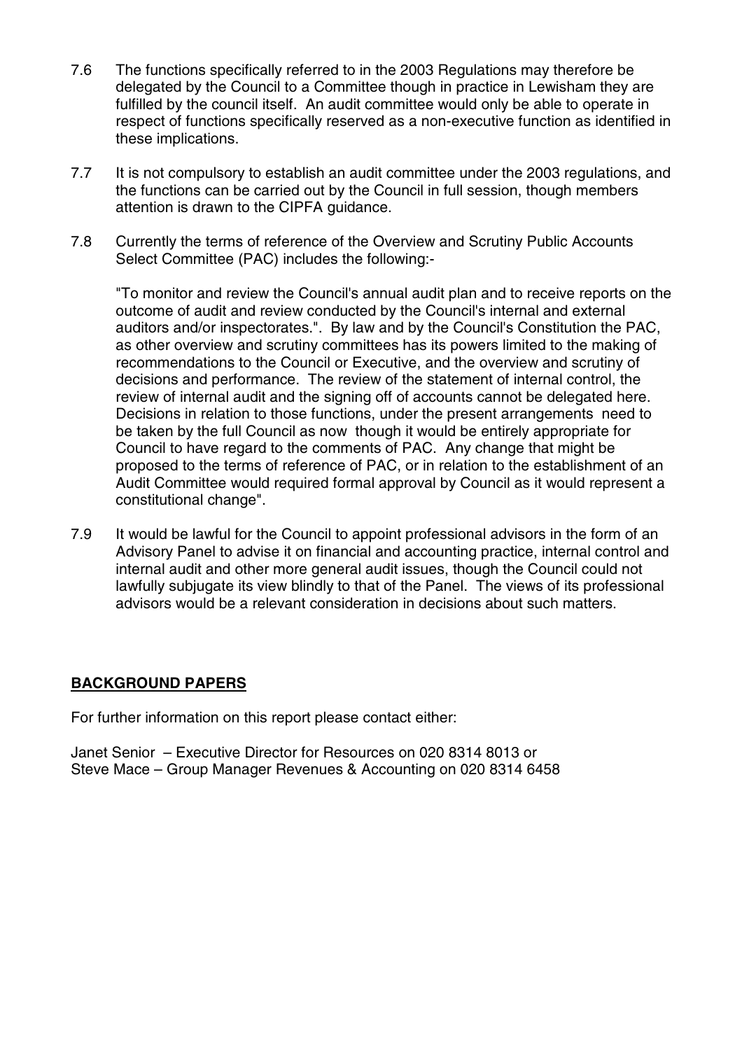7.6 The functions specifically referred to in the 2003 Regulations may therefore be delegated by the Council to a Committee though in practice in Lewisham they are fulfilled by the council itself. An audit committee would only be able to operate in respect of functions specifically reserved as a non-executive function as identified in these implications.

7.7 It is not compulsory to establish an audit committee under the 2003 regulations, and the functions can be carried out by the Council in full session, though members attention is drawn to the CIPFA guidance.

7.8 Currently the terms of reference of the Overview and Scrutiny Public Accounts Select Committee (PAC) includes the following:-

"To monitor and review the Council's annual audit plan and to receive reports on the outcome of audit and review conducted by the Council's internal and external auditors and/or inspectorates.". By law and by the Council's Constitution the PAC, as other overview and scrutiny committees has its powers limited to the making of recommendations to the Council or Executive, and the overview and scrutiny of decisions and performance. The review of the statement of internal control, the review of internal audit and the signing off of accounts cannot be delegated here. Decisions in relation to those functions, under the present arrangements need to be taken by the full Council as now though it would be entirely appropriate for Council to have regard to the comments of PAC. Any change that might be proposed to the terms of reference of PAC, or in relation to the establishment of an Audit Committee would required formal approval by Council as it would represent a constitutional change".

7.9 It would be lawful for the Council to appoint professional advisors in the form of an Advisory Panel to advise it on financial and accounting practice, internal control and internal audit and other more general audit issues, though the Council could not lawfully subjugate its view blindly to that of the Panel. The views of its professional advisors would be a relevant consideration in decisions about such matters.

**BACKGROUND PAPERS**

For further information on this report please contact either:

Janet Senior – Executive Director for Resources on 020 8314 8013 or
Steve Mace – Group Manager Revenues & Accounting on 020 8314 6458